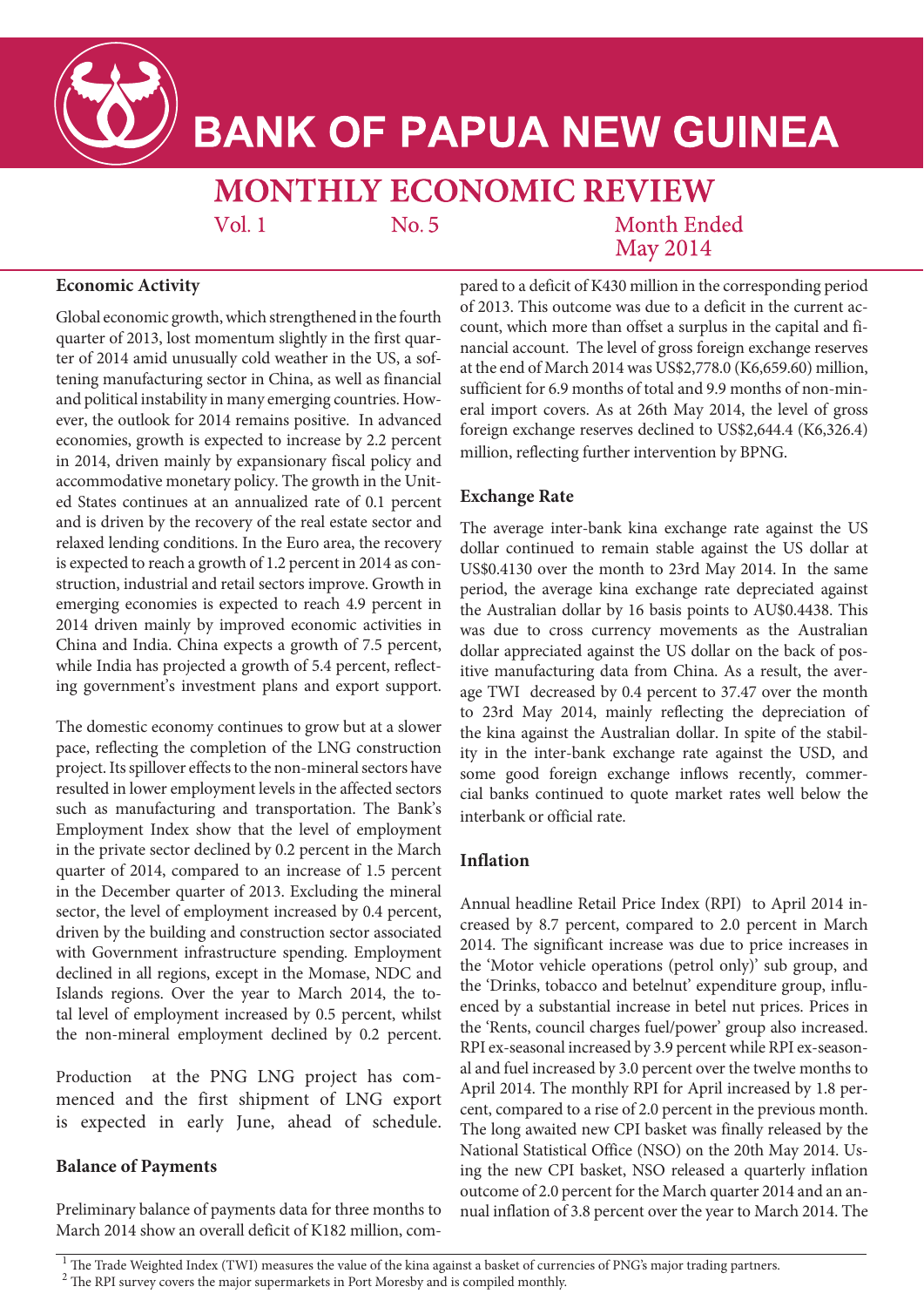# BANK OF PAPUA NEW GUINEA

## MONTHLY ECONOMIC REVIEW

Vol. 1 No. 5 Month Ended May 2014

### Economic Activity

Global economic growth, which strengthened in the fourth quarter of 2013, lost momentum slightly in the first quarter of 2014 amid unusually cold weather in the US, a softening manufacturing sector in China, as well as financial and political instability in many emerging countries. However, the outlook for 2014 remains positive. In advanced economies, growth is expected to increase by 2.2 percent in 2014, driven mainly by expansionary fiscal policy and accommodative monetary policy. The growth in the United States continues at an annualized rate of 0.1 percent and is driven by the recovery of the real estate sector and relaxed lending conditions. In the Euro area, the recovery is expected to reach a growth of 1.2 percent in 2014 as construction, industrial and retail sectors improve. Growth in emerging economies is expected to reach 4.9 percent in 2014 driven mainly by improved economic activities in China and India. China expects a growth of 7.5 percent, while India has projected a growth of 5.4 percent, reflecting government's investment plans and export support.

The domestic economy continues to grow but at a slower pace, reflecting the completion of the LNG construction project. Its spillover effects to the non-mineral sectors have resulted in lower employment levels in the affected sectors such as manufacturing and transportation. The Bank's Employment Index show that the level of employment in the private sector declined by 0.2 percent in the March quarter of 2014, compared to an increase of 1.5 percent in the December quarter of 2013. Excluding the mineral sector, the level of employment increased by 0.4 percent, driven by the building and construction sector associated with Government infrastructure spending. Employment declined in all regions, except in the Momase, NDC and Islands regions. Over the year to March 2014, the total level of employment increased by 0.5 percent, whilst the non-mineral employment declined by 0.2 percent.

Production at the PNG LNG project has commenced and the first shipment of LNG export is expected in early June, ahead of schedule.

### Balance of Payments

Preliminary balance of payments data for three months to March 2014 show an overall deficit of K182 million, compared to a deficit of K430 million in the corresponding period of 2013. This outcome was due to a deficit in the current account, which more than offset a surplus in the capital and financial account. The level of gross foreign exchange reserves at the end of March 2014 was US$2,778.0 (K6,659.60) million, sufficient for 6.9 months of total and 9.9 months of non-mineral import covers. As at 26th May 2014, the level of gross foreign exchange reserves declined to US$2,644.4 (K6,326.4) million, reflecting further intervention by BPNG.

### Exchange Rate

The average inter-bank kina exchange rate against the US dollar continued to remain stable against the US dollar at US$0.4130 over the month to 23rd May 2014. In the same period, the average kina exchange rate depreciated against the Australian dollar by 16 basis points to AU$0.4438. This was due to cross currency movements as the Australian dollar appreciated against the US dollar on the back of positive manufacturing data from China. As a result, the average TWI[1] decreased by 0.4 percent to 37.47 over the month to 23rd May 2014, mainly reflecting the depreciation of the kina against the Australian dollar. In spite of the stability in the inter-bank exchange rate against the USD, and some good foreign exchange inflows recently, commercial banks continued to quote market rates well below the interbank or official rate.

### Inflation

Annual headline Retail Price Index (RPI)[2] to April 2014 increased by 8.7 percent, compared to 2.0 percent in March 2014. The significant increase was due to price increases in the 'Motor vehicle operations (petrol only)' sub group, and the 'Drinks, tobacco and betelnut' expenditure group, influenced by a substantial increase in betel nut prices. Prices in the 'Rents, council charges fuel/power' group also increased. RPI ex-seasonal increased by 3.9 percent while RPI ex-seasonal and fuel increased by 3.0 percent over the twelve months to April 2014. The monthly RPI for April increased by 1.8 percent, compared to a rise of 2.0 percent in the previous month. The long awaited new CPI basket was finally released by the National Statistical Office (NSO) on the 20th May 2014. Using the new CPI basket, NSO released a quarterly inflation outcome of 2.0 percent for the March quarter 2014 and an annual inflation of 3.8 percent over the year to March 2014. The

---

[1] The Trade Weighted Index (TWI) measures the value of the kina against a basket of currencies of PNG's major trading partners.

[2] The RPI survey covers the major supermarkets in Port Moresby and is compiled monthly.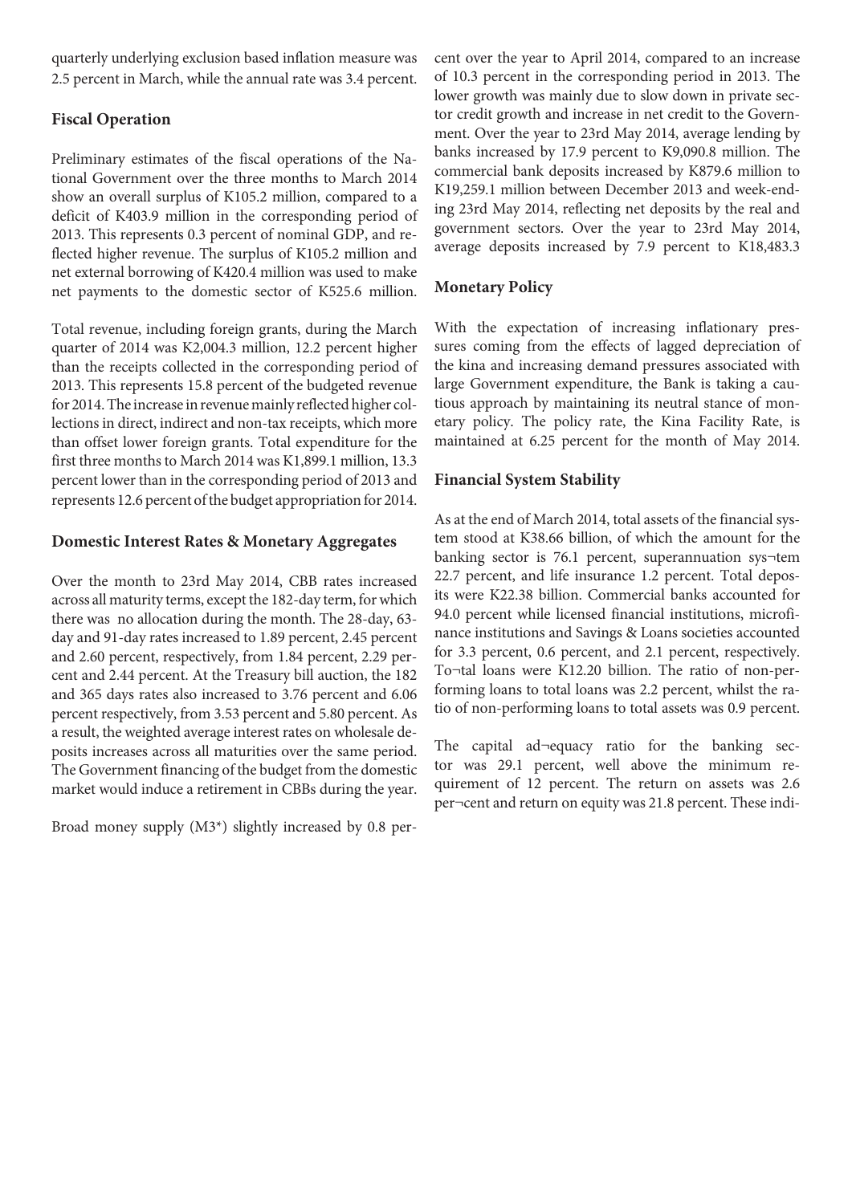quarterly underlying exclusion based inflation measure was 2.5 percent in March, while the annual rate was 3.4 percent.

### Fiscal Operation

Preliminary estimates of the fiscal operations of the National Government over the three months to March 2014 show an overall surplus of K105.2 million, compared to a deficit of K403.9 million in the corresponding period of 2013. This represents 0.3 percent of nominal GDP, and reflected higher revenue. The surplus of K105.2 million and net external borrowing of K420.4 million was used to make net payments to the domestic sector of K525.6 million.

Total revenue, including foreign grants, during the March quarter of 2014 was K2,004.3 million, 12.2 percent higher than the receipts collected in the corresponding period of 2013. This represents 15.8 percent of the budgeted revenue for 2014. The increase in revenue mainly reflected higher collections in direct, indirect and non-tax receipts, which more than offset lower foreign grants. Total expenditure for the first three months to March 2014 was K1,899.1 million, 13.3 percent lower than in the corresponding period of 2013 and represents 12.6 percent of the budget appropriation for 2014.

### Domestic Interest Rates & Monetary Aggregates

Over the month to 23rd May 2014, CBB rates increased across all maturity terms, except the 182-day term, for which there was no allocation during the month. The 28-day, 63-day and 91-day rates increased to 1.89 percent, 2.45 percent and 2.60 percent, respectively, from 1.84 percent, 2.29 percent and 2.44 percent. At the Treasury bill auction, the 182 and 365 days rates also increased to 3.76 percent and 6.06 percent respectively, from 3.53 percent and 5.80 percent. As a result, the weighted average interest rates on wholesale deposits increases across all maturities over the same period. The Government financing of the budget from the domestic market would induce a retirement in CBBs during the year.

Broad money supply (M3*) slightly increased by 0.8 percent over the year to April 2014, compared to an increase of 10.3 percent in the corresponding period in 2013. The lower growth was mainly due to slow down in private sector credit growth and increase in net credit to the Government. Over the year to 23rd May 2014, average lending by banks increased by 17.9 percent to K9,090.8 million. The commercial bank deposits increased by K879.6 million to K19,259.1 million between December 2013 and week-ending 23rd May 2014, reflecting net deposits by the real and government sectors. Over the year to 23rd May 2014, average deposits increased by 7.9 percent to K18,483.3

### Monetary Policy

With the expectation of increasing inflationary pressures coming from the effects of lagged depreciation of the kina and increasing demand pressures associated with large Government expenditure, the Bank is taking a cautious approach by maintaining its neutral stance of monetary policy. The policy rate, the Kina Facility Rate, is maintained at 6.25 percent for the month of May 2014.

### Financial System Stability

As at the end of March 2014, total assets of the financial system stood at K38.66 billion, of which the amount for the banking sector is 76.1 percent, superannuation sys¬tem 22.7 percent, and life insurance 1.2 percent. Total deposits were K22.38 billion. Commercial banks accounted for 94.0 percent while licensed financial institutions, microfinance institutions and Savings & Loans societies accounted for 3.3 percent, 0.6 percent, and 2.1 percent, respectively. To¬tal loans were K12.20 billion. The ratio of non-performing loans to total loans was 2.2 percent, whilst the ratio of non-performing loans to total assets was 0.9 percent.

The capital ad¬equacy ratio for the banking sector was 29.1 percent, well above the minimum requirement of 12 percent. The return on assets was 2.6 per¬cent and return on equity was 21.8 percent. These indi-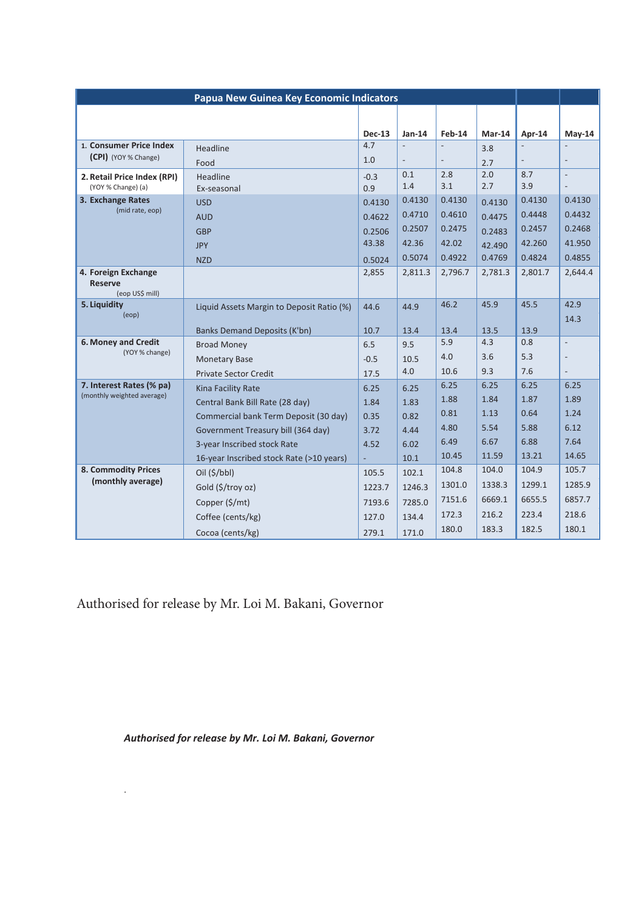| Papua New Guinea Key Economic Indicators | | | | | | | |
|---|---|---|---|---|---|---|---|
| | | Dec-13 | Jan-14 | Feb-14 | Mar-14 | Apr-14 | May-14 |
| 1. Consumer Price Index (CPI) (YOY % Change) | Headline | 4.7 | - | - | 3.8 | - | - |
| | Food | 1.0 | - | - | 2.7 | - | - |
| 2. Retail Price Index (RPI) (YOY % Change) (a) | Headline | -0.3 | 0.1 | 2.8 | 2.0 | 8.7 | - |
| | Ex-seasonal | 0.9 | 1.4 | 3.1 | 2.7 | 3.9 | - |
| 3. Exchange Rates (mid rate, eop) | USD | 0.4130 | 0.4130 | 0.4130 | 0.4130 | 0.4130 | 0.4130 |
| | AUD | 0.4622 | 0.4710 | 0.4610 | 0.4475 | 0.4448 | 0.4432 |
| | GBP | 0.2506 | 0.2507 | 0.2475 | 0.2483 | 0.2457 | 0.2468 |
| | JPY | 43.38 | 42.36 | 42.02 | 42.490 | 42.260 | 41.950 |
| | NZD | 0.5024 | 0.5074 | 0.4922 | 0.4769 | 0.4824 | 0.4855 |
| 4. Foreign Exchange Reserve (eop US$ mill) | | 2,855 | 2,811.3 | 2,796.7 | 2,781.3 | 2,801.7 | 2,644.4 |
| 5. Liquidity (eop) | Liquid Assets Margin to Deposit Ratio (%) | 44.6 | 44.9 | 46.2 | 45.9 | 45.5 | 42.9 |
| | Banks Demand Deposits (K'bn) | 10.7 | 13.4 | 13.4 | 13.5 | 13.9 | 14.3 |
| 6. Money and Credit (YOY % change) | Broad Money | 6.5 | 9.5 | 5.9 | 4.3 | 0.8 | - |
| | Monetary Base | -0.5 | 10.5 | 4.0 | 3.6 | 5.3 | - |
| | Private Sector Credit | 17.5 | 4.0 | 10.6 | 9.3 | 7.6 | - |
| 7. Interest Rates (% pa) (monthly weighted average) | Kina Facility Rate | 6.25 | 6.25 | 6.25 | 6.25 | 6.25 | 6.25 |
| | Central Bank Bill Rate (28 day) | 1.84 | 1.83 | 1.88 | 1.84 | 1.87 | 1.89 |
| | Commercial bank Term Deposit (30 day) | 0.35 | 0.82 | 0.81 | 1.13 | 0.64 | 1.24 |
| | Government Treasury bill (364 day) | 3.72 | 4.44 | 4.80 | 5.54 | 5.88 | 6.12 |
| | 3-year Inscribed stock Rate | 4.52 | 6.02 | 6.49 | 6.67 | 6.88 | 7.64 |
| | 16-year Inscribed stock Rate (>10 years) | - | 10.1 | 10.45 | 11.59 | 13.21 | 14.65 |
| 8. Commodity Prices (monthly average) | Oil ($/bbl) | 105.5 | 102.1 | 104.8 | 104.0 | 104.9 | 105.7 |
| | Gold ($/troy oz) | 1223.7 | 1246.3 | 1301.0 | 1338.3 | 1299.1 | 1285.9 |
| | Copper ($/mt) | 7193.6 | 7285.0 | 7151.6 | 6669.1 | 6655.5 | 6857.7 |
| | Coffee (cents/kg) | 127.0 | 134.4 | 172.3 | 216.2 | 223.4 | 218.6 |
| | Cocoa (cents/kg) | 279.1 | 171.0 | 180.0 | 183.3 | 182.5 | 180.1 |

Authorised for release by Mr. Loi M. Bakani, Governor

***Authorised for release by Mr. Loi M. Bakani, Governor***